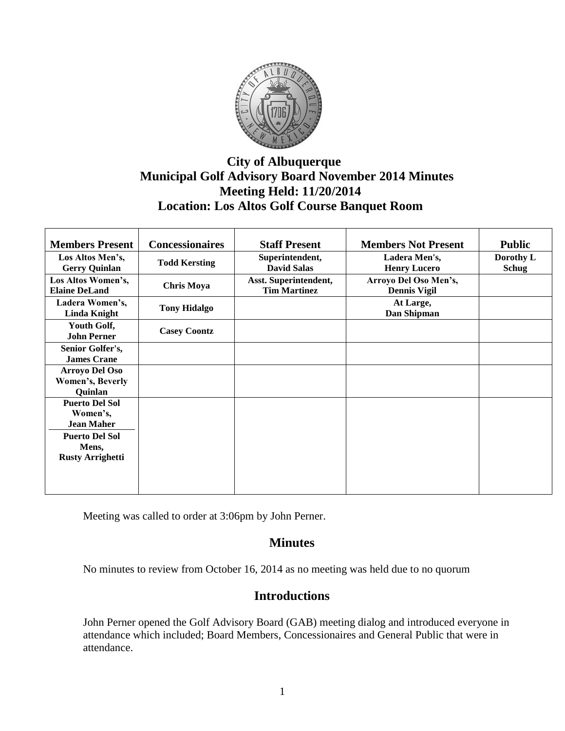# City of Albuquerque
# Municipal Golf Advisory Board November 2014 Minutes
## Meeting Held: 11/20/2014
## Location: Los Altos Golf Course Banquet Room

| Members Present | Concessionaires | Staff Present | Members Not Present | Public |
|---|---|---|---|---|
| Los Altos Men's, Gerry Quinlan | Todd Kersting | Superintendent, David Salas | Ladera Men's, Henry Lucero | Dorothy L Schug |
| Los Altos Women's, Elaine DeLand | Chris Moya | Asst. Superintendent, Tim Martinez | Arroyo Del Oso Men's, Dennis Vigil | |
| Ladera Women's, Linda Knight | Tony Hidalgo | | At Large, Dan Shipman | |
| Youth Golf, John Perner | Casey Coontz | | | |
| Senior Golfer's, James Crane | | | | |
| Arroyo Del Oso Women's, Beverly Quinlan | | | | |
| Puerto Del Sol Women's, Jean Maher | | | | |
| Puerto Del Sol Mens, Rusty Arrighetti | | | | |

Meeting was called to order at 3:06pm by John Perner.

## Minutes

No minutes to review from October 16, 2014 as no meeting was held due to no quorum

## Introductions

John Perner opened the Golf Advisory Board (GAB) meeting dialog and introduced everyone in attendance which included; Board Members, Concessionaires and General Public that were in attendance.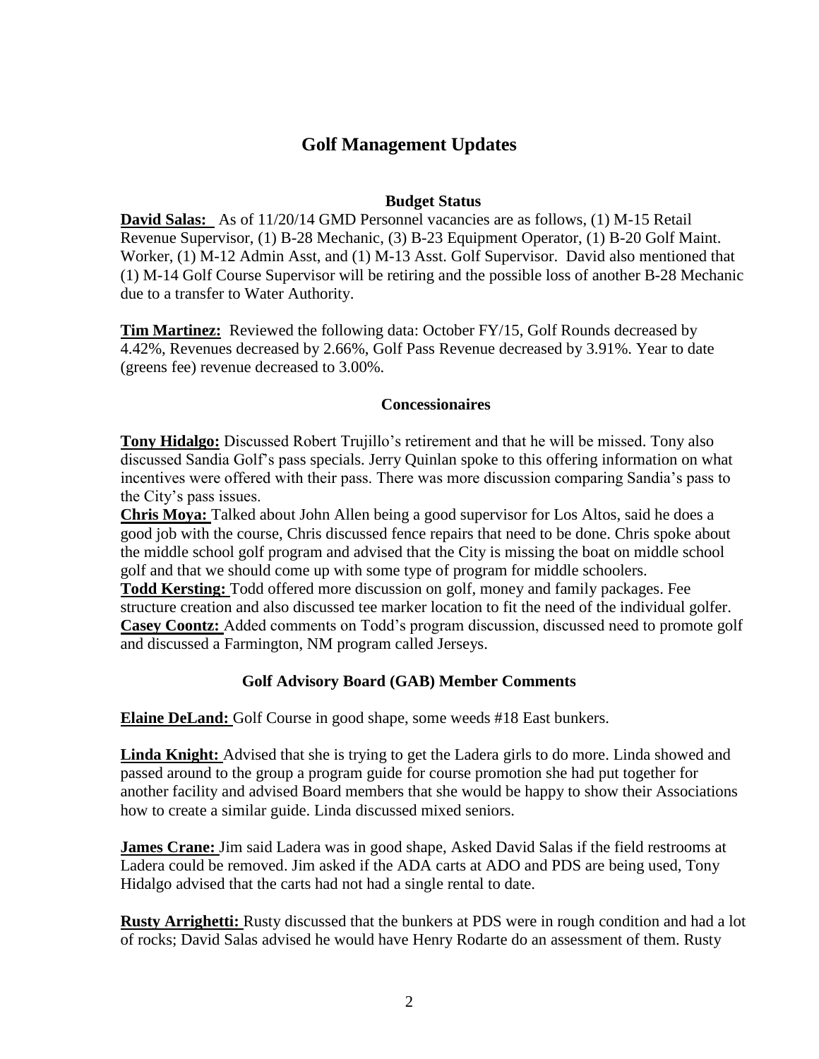# Golf Management Updates

### Budget Status

**David Salas:** As of 11/20/14 GMD Personnel vacancies are as follows, (1) M-15 Retail Revenue Supervisor, (1) B-28 Mechanic, (3) B-23 Equipment Operator, (1) B-20 Golf Maint. Worker, (1) M-12 Admin Asst, and (1) M-13 Asst. Golf Supervisor. David also mentioned that (1) M-14 Golf Course Supervisor will be retiring and the possible loss of another B-28 Mechanic due to a transfer to Water Authority.

**Tim Martinez:** Reviewed the following data: October FY/15, Golf Rounds decreased by 4.42%, Revenues decreased by 2.66%, Golf Pass Revenue decreased by 3.91%. Year to date (greens fee) revenue decreased to 3.00%.

### Concessionaires

**Tony Hidalgo:** Discussed Robert Trujillo's retirement and that he will be missed. Tony also discussed Sandia Golf's pass specials. Jerry Quinlan spoke to this offering information on what incentives were offered with their pass. There was more discussion comparing Sandia's pass to the City's pass issues.

**Chris Moya:** Talked about John Allen being a good supervisor for Los Altos, said he does a good job with the course, Chris discussed fence repairs that need to be done. Chris spoke about the middle school golf program and advised that the City is missing the boat on middle school golf and that we should come up with some type of program for middle schoolers.

**Todd Kersting:** Todd offered more discussion on golf, money and family packages. Fee structure creation and also discussed tee marker location to fit the need of the individual golfer.

**Casey Coontz:** Added comments on Todd's program discussion, discussed need to promote golf and discussed a Farmington, NM program called Jerseys.

### Golf Advisory Board (GAB) Member Comments

**Elaine DeLand:** Golf Course in good shape, some weeds #18 East bunkers.

**Linda Knight:** Advised that she is trying to get the Ladera girls to do more. Linda showed and passed around to the group a program guide for course promotion she had put together for another facility and advised Board members that she would be happy to show their Associations how to create a similar guide. Linda discussed mixed seniors.

**James Crane:** Jim said Ladera was in good shape, Asked David Salas if the field restrooms at Ladera could be removed. Jim asked if the ADA carts at ADO and PDS are being used, Tony Hidalgo advised that the carts had not had a single rental to date.

**Rusty Arrighetti:** Rusty discussed that the bunkers at PDS were in rough condition and had a lot of rocks; David Salas advised he would have Henry Rodarte do an assessment of them. Rusty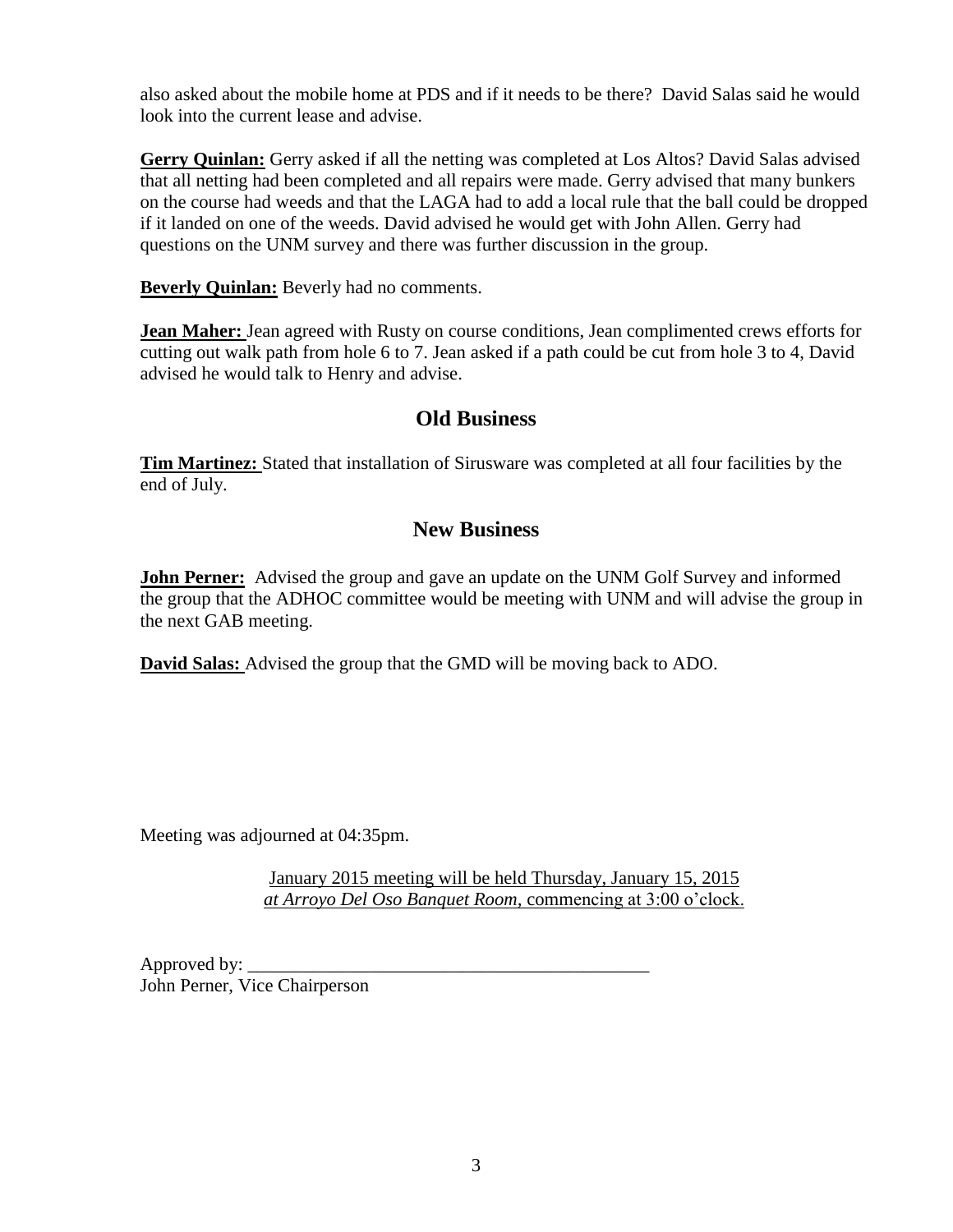also asked about the mobile home at PDS and if it needs to be there? David Salas said he would look into the current lease and advise.

**Gerry Quinlan:** Gerry asked if all the netting was completed at Los Altos? David Salas advised that all netting had been completed and all repairs were made. Gerry advised that many bunkers on the course had weeds and that the LAGA had to add a local rule that the ball could be dropped if it landed on one of the weeds. David advised he would get with John Allen. Gerry had questions on the UNM survey and there was further discussion in the group.

**Beverly Quinlan:** Beverly had no comments.

**Jean Maher:** Jean agreed with Rusty on course conditions, Jean complimented crews efforts for cutting out walk path from hole 6 to 7. Jean asked if a path could be cut from hole 3 to 4, David advised he would talk to Henry and advise.

## Old Business

**Tim Martinez:** Stated that installation of Sirusware was completed at all four facilities by the end of July.

## New Business

**John Perner:** Advised the group and gave an update on the UNM Golf Survey and informed the group that the ADHOC committee would be meeting with UNM and will advise the group in the next GAB meeting.

**David Salas:** Advised the group that the GMD will be moving back to ADO.

Meeting was adjourned at 04:35pm.

January 2015 meeting will be held Thursday, January 15, 2015
*at Arroyo Del Oso Banquet Room*, commencing at 3:00 o'clock.

Approved by: ____________________________________________
John Perner, Vice Chairperson